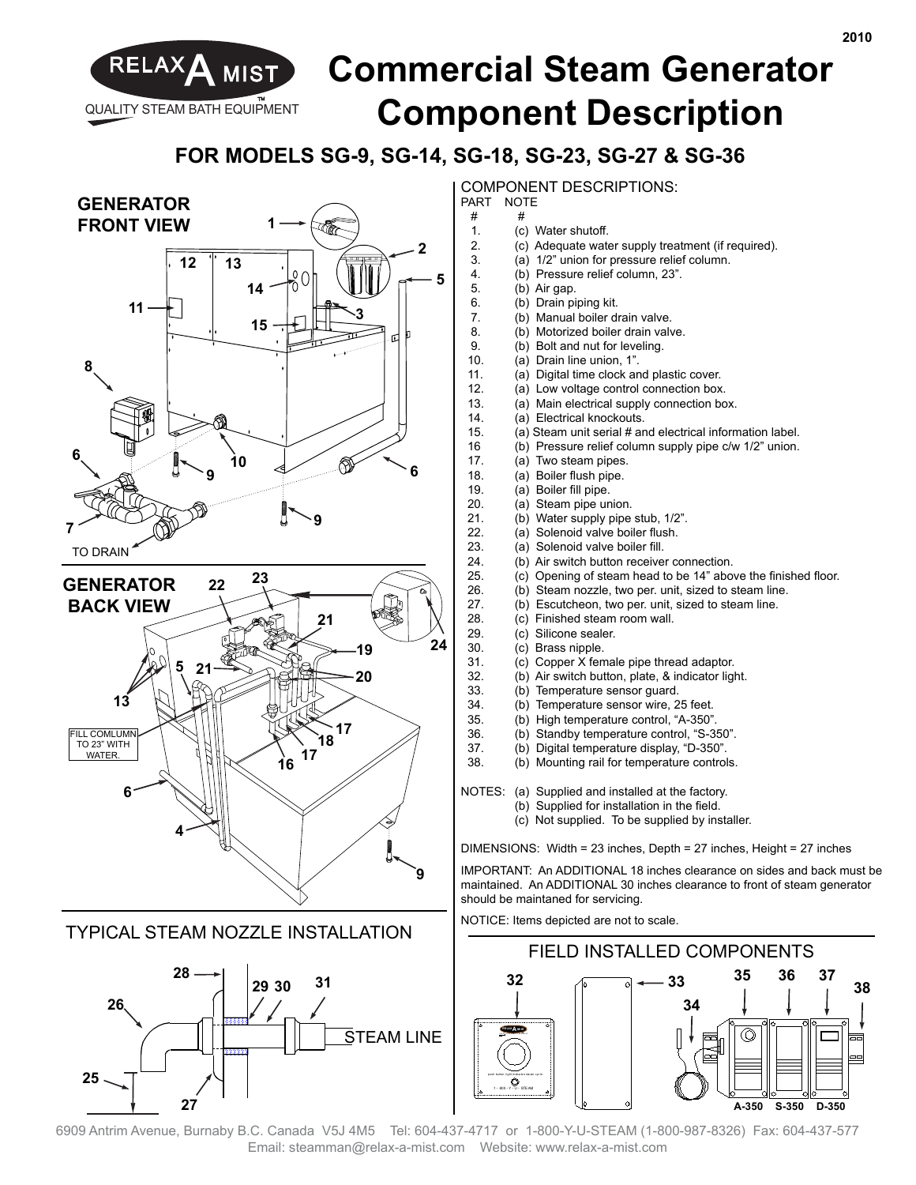2010

RELAX A MIST
QUALITY STEAM BATH EQUIPMENT™

# Commercial Steam Generator Component Description

## FOR MODELS SG-9, SG-14, SG-18, SG-23, SG-27 & SG-36

### GENERATOR FRONT VIEW

TO DRAIN

### GENERATOR BACK VIEW

FILL COMLUMN TO 23" WITH WATER.

### TYPICAL STEAM NOZZLE INSTALLATION

STEAM LINE

### COMPONENT DESCRIPTIONS:

| PART # | NOTE # | |
|---|---|---|
| 1. | (c) | Water shutoff. |
| 2. | (c) | Adequate water supply treatment (if required). |
| 3. | (a) | 1/2" union for pressure relief column. |
| 4. | (b) | Pressure relief column, 23". |
| 5. | (b) | Air gap. |
| 6. | (b) | Drain piping kit. |
| 7. | (b) | Manual boiler drain valve. |
| 8. | (b) | Motorized boiler drain valve. |
| 9. | (b) | Bolt and nut for leveling. |
| 10. | (a) | Drain line union, 1". |
| 11. | (a) | Digital time clock and plastic cover. |
| 12. | (a) | Low voltage control connection box. |
| 13. | (a) | Main electrical supply connection box. |
| 14. | (a) | Electrical knockouts. |
| 15. | (a) | Steam unit serial # and electrical information label. |
| 16 | (b) | Pressure relief column supply pipe c/w 1/2" union. |
| 17. | (a) | Two steam pipes. |
| 18. | (a) | Boiler flush pipe. |
| 19. | (a) | Boiler fill pipe. |
| 20. | (a) | Steam pipe union. |
| 21. | (b) | Water supply pipe stub, 1/2". |
| 22. | (a) | Solenoid valve boiler flush. |
| 23. | (a) | Solenoid valve boiler fill. |
| 24. | (b) | Air switch button receiver connection. |
| 25. | (c) | Opening of steam head to be 14" above the finished floor. |
| 26. | (b) | Steam nozzle, two per. unit, sized to steam line. |
| 27. | (b) | Escutcheon, two per. unit, sized to steam line. |
| 28. | (c) | Finished steam room wall. |
| 29. | (c) | Silicone sealer. |
| 30. | (c) | Brass nipple. |
| 31. | (c) | Copper X female pipe thread adaptor. |
| 32. | (b) | Air switch button, plate, & indicator light. |
| 33. | (b) | Temperature sensor guard. |
| 34. | (b) | Temperature sensor wire, 25 feet. |
| 35. | (b) | High temperature control, "A-350". |
| 36. | (b) | Standby temperature control, "S-350". |
| 37. | (b) | Digital temperature display, "D-350". |
| 38. | (b) | Mounting rail for temperature controls. |

NOTES:
- (a) Supplied and installed at the factory.
- (b) Supplied for installation in the field.
- (c) Not supplied. To be supplied by installer.

DIMENSIONS: Width = 23 inches, Depth = 27 inches, Height = 27 inches

IMPORTANT: An ADDITIONAL 18 inches clearance on sides and back must be maintained. An ADDITIONAL 30 inches clearance to front of steam generator should be maintained for servicing.

NOTICE: Items depicted are not to scale.

### FIELD INSTALLED COMPONENTS

A-350 S-350 D-350

6909 Antrim Avenue, Burnaby B.C. Canada V5J 4M5 Tel: 604-437-4717 or 1-800-Y-U-STEAM (1-800-987-8326) Fax: 604-437-577
Email: steamman@relax-a-mist.com Website: www.relax-a-mist.com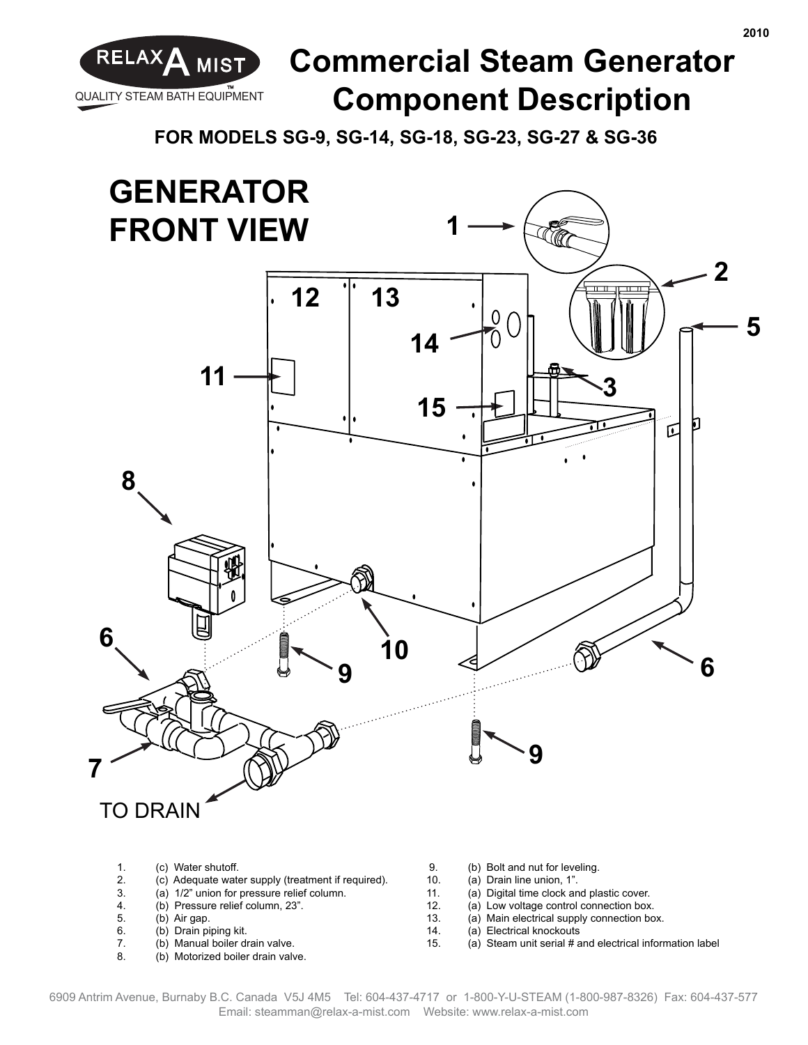RELAX A MIST™

QUALITY STEAM BATH EQUIPMENT

# Commercial Steam Generator Component Description

**FOR MODELS SG-9, SG-14, SG-18, SG-23, SG-27 & SG-36**

## GENERATOR FRONT VIEW

TO DRAIN

1. (c) Water shutoff.
2. (c) Adequate water supply (treatment if required).
3. (a) 1/2" union for pressure relief column.
4. (b) Pressure relief column, 23".
5. (b) Air gap.
6. (b) Drain piping kit.
7. (b) Manual boiler drain valve.
8. (b) Motorized boiler drain valve.
9. (b) Bolt and nut for leveling.
10. (a) Drain line union, 1".
11. (a) Digital time clock and plastic cover.
12. (a) Low voltage control connection box.
13. (a) Main electrical supply connection box.
14. (a) Electrical knockouts
15. (a) Steam unit serial # and electrical information label

6909 Antrim Avenue, Burnaby B.C. Canada V5J 4M5 Tel: 604-437-4717 or 1-800-Y-U-STEAM (1-800-987-8326) Fax: 604-437-577
Email: steamman@relax-a-mist.com Website: www.relax-a-mist.com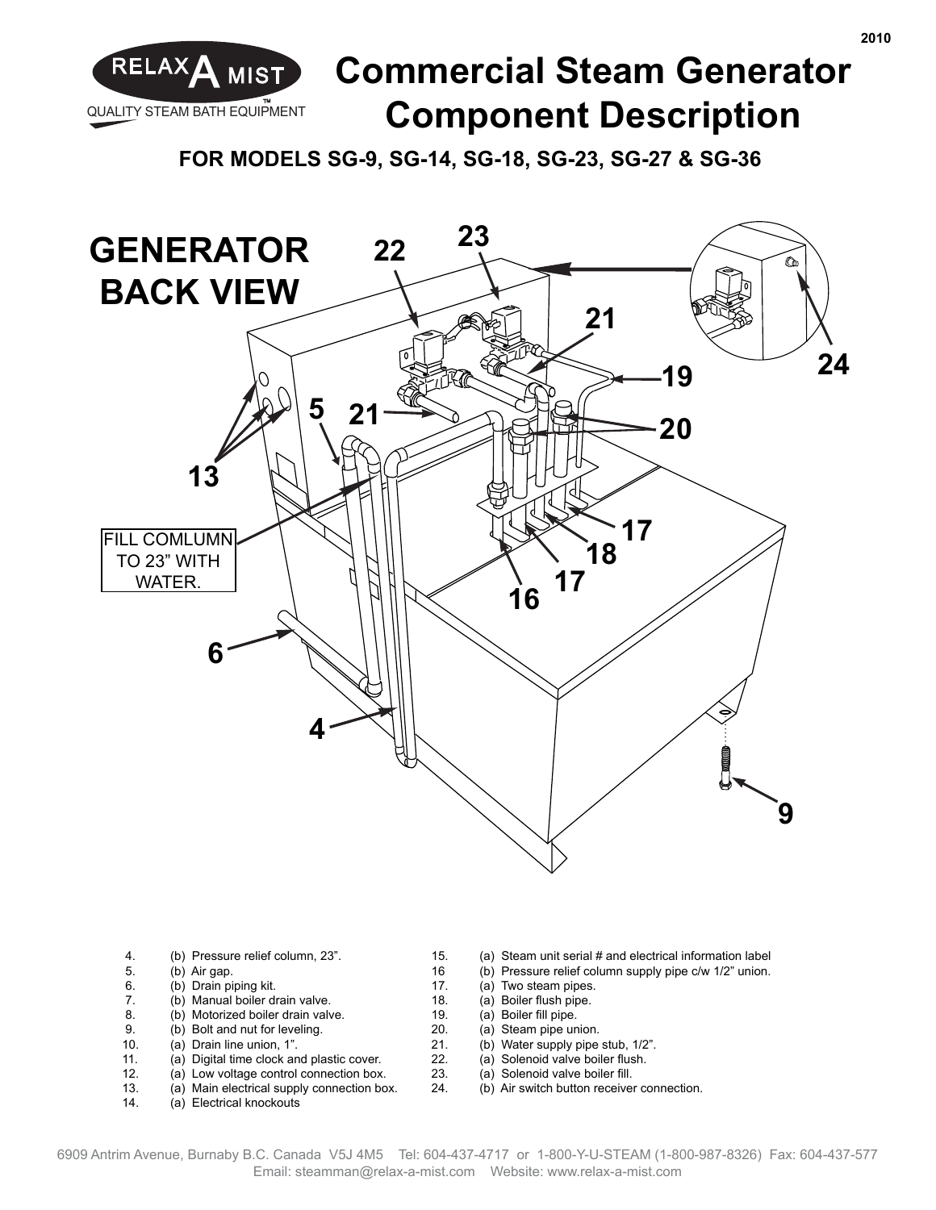# Commercial Steam Generator Component Description

**FOR MODELS SG-9, SG-14, SG-18, SG-23, SG-27 & SG-36**

GENERATOR BACK VIEW

FILL COMLUMN TO 23" WITH WATER.

4. (b) Pressure relief column, 23".
5. (b) Air gap.
6. (b) Drain piping kit.
7. (b) Manual boiler drain valve.
8. (b) Motorized boiler drain valve.
9. (b) Bolt and nut for leveling.
10. (a) Drain line union, 1".
11. (a) Digital time clock and plastic cover.
12. (a) Low voltage control connection box.
13. (a) Main electrical supply connection box.
14. (a) Electrical knockouts
15. (a) Steam unit serial # and electrical information label
16. (b) Pressure relief column supply pipe c/w 1/2" union.
17. (a) Two steam pipes.
18. (a) Boiler flush pipe.
19. (a) Boiler fill pipe.
20. (a) Steam pipe union.
21. (b) Water supply pipe stub, 1/2".
22. (a) Solenoid valve boiler flush.
23. (a) Solenoid valve boiler fill.
24. (b) Air switch button receiver connection.

6909 Antrim Avenue, Burnaby B.C. Canada V5J 4M5 Tel: 604-437-4717 or 1-800-Y-U-STEAM (1-800-987-8326) Fax: 604-437-577
Email: steamman@relax-a-mist.com Website: www.relax-a-mist.com